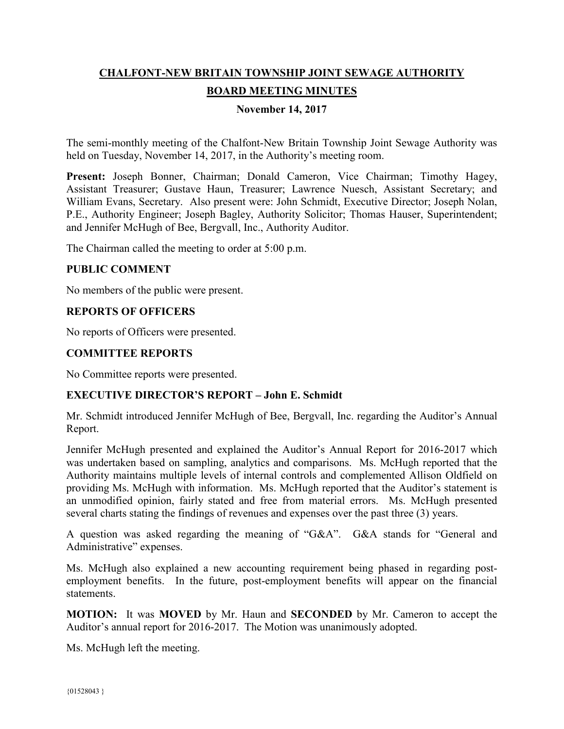# CHALFONT-NEW BRITAIN TOWNSHIP JOINT SEWAGE AUTHORITY

## BOARD MEETING MINUTES

**November 14, 2017**

The semi-monthly meeting of the Chalfont-New Britain Township Joint Sewage Authority was held on Tuesday, November 14, 2017, in the Authority's meeting room.

**Present:** Joseph Bonner, Chairman; Donald Cameron, Vice Chairman; Timothy Hagey, Assistant Treasurer; Gustave Haun, Treasurer; Lawrence Nuesch, Assistant Secretary; and William Evans, Secretary. Also present were: John Schmidt, Executive Director; Joseph Nolan, P.E., Authority Engineer; Joseph Bagley, Authority Solicitor; Thomas Hauser, Superintendent; and Jennifer McHugh of Bee, Bergvall, Inc., Authority Auditor.

The Chairman called the meeting to order at 5:00 p.m.

### PUBLIC COMMENT

No members of the public were present.

### REPORTS OF OFFICERS

No reports of Officers were presented.

### COMMITTEE REPORTS

No Committee reports were presented.

### EXECUTIVE DIRECTOR'S REPORT – John E. Schmidt

Mr. Schmidt introduced Jennifer McHugh of Bee, Bergvall, Inc. regarding the Auditor's Annual Report.

Jennifer McHugh presented and explained the Auditor's Annual Report for 2016-2017 which was undertaken based on sampling, analytics and comparisons. Ms. McHugh reported that the Authority maintains multiple levels of internal controls and complemented Allison Oldfield on providing Ms. McHugh with information. Ms. McHugh reported that the Auditor's statement is an unmodified opinion, fairly stated and free from material errors. Ms. McHugh presented several charts stating the findings of revenues and expenses over the past three (3) years.

A question was asked regarding the meaning of "G&A". G&A stands for "General and Administrative" expenses.

Ms. McHugh also explained a new accounting requirement being phased in regarding post-employment benefits. In the future, post-employment benefits will appear on the financial statements.

**MOTION:** It was **MOVED** by Mr. Haun and **SECONDED** by Mr. Cameron to accept the Auditor's annual report for 2016-2017. The Motion was unanimously adopted.

Ms. McHugh left the meeting.

{01528043 }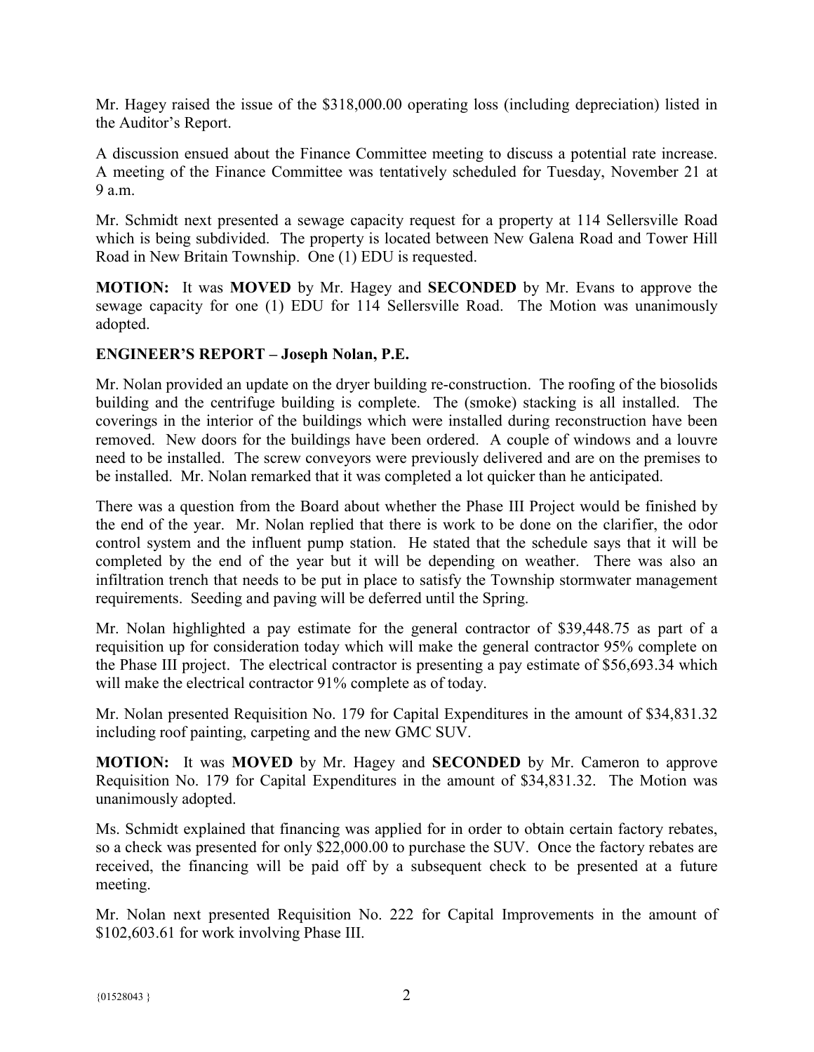Mr. Hagey raised the issue of the $318,000.00 operating loss (including depreciation) listed in the Auditor's Report.

A discussion ensued about the Finance Committee meeting to discuss a potential rate increase. A meeting of the Finance Committee was tentatively scheduled for Tuesday, November 21 at 9 a.m.

Mr. Schmidt next presented a sewage capacity request for a property at 114 Sellersville Road which is being subdivided. The property is located between New Galena Road and Tower Hill Road in New Britain Township. One (1) EDU is requested.

**MOTION:** It was **MOVED** by Mr. Hagey and **SECONDED** by Mr. Evans to approve the sewage capacity for one (1) EDU for 114 Sellersville Road. The Motion was unanimously adopted.

**ENGINEER'S REPORT – Joseph Nolan, P.E.**

Mr. Nolan provided an update on the dryer building re-construction. The roofing of the biosolids building and the centrifuge building is complete. The (smoke) stacking is all installed. The coverings in the interior of the buildings which were installed during reconstruction have been removed. New doors for the buildings have been ordered. A couple of windows and a louvre need to be installed. The screw conveyors were previously delivered and are on the premises to be installed. Mr. Nolan remarked that it was completed a lot quicker than he anticipated.

There was a question from the Board about whether the Phase III Project would be finished by the end of the year. Mr. Nolan replied that there is work to be done on the clarifier, the odor control system and the influent pump station. He stated that the schedule says that it will be completed by the end of the year but it will be depending on weather. There was also an infiltration trench that needs to be put in place to satisfy the Township stormwater management requirements. Seeding and paving will be deferred until the Spring.

Mr. Nolan highlighted a pay estimate for the general contractor of $39,448.75 as part of a requisition up for consideration today which will make the general contractor 95% complete on the Phase III project. The electrical contractor is presenting a pay estimate of $56,693.34 which will make the electrical contractor 91% complete as of today.

Mr. Nolan presented Requisition No. 179 for Capital Expenditures in the amount of $34,831.32 including roof painting, carpeting and the new GMC SUV.

**MOTION:** It was **MOVED** by Mr. Hagey and **SECONDED** by Mr. Cameron to approve Requisition No. 179 for Capital Expenditures in the amount of $34,831.32. The Motion was unanimously adopted.

Ms. Schmidt explained that financing was applied for in order to obtain certain factory rebates, so a check was presented for only $22,000.00 to purchase the SUV. Once the factory rebates are received, the financing will be paid off by a subsequent check to be presented at a future meeting.

Mr. Nolan next presented Requisition No. 222 for Capital Improvements in the amount of $102,603.61 for work involving Phase III.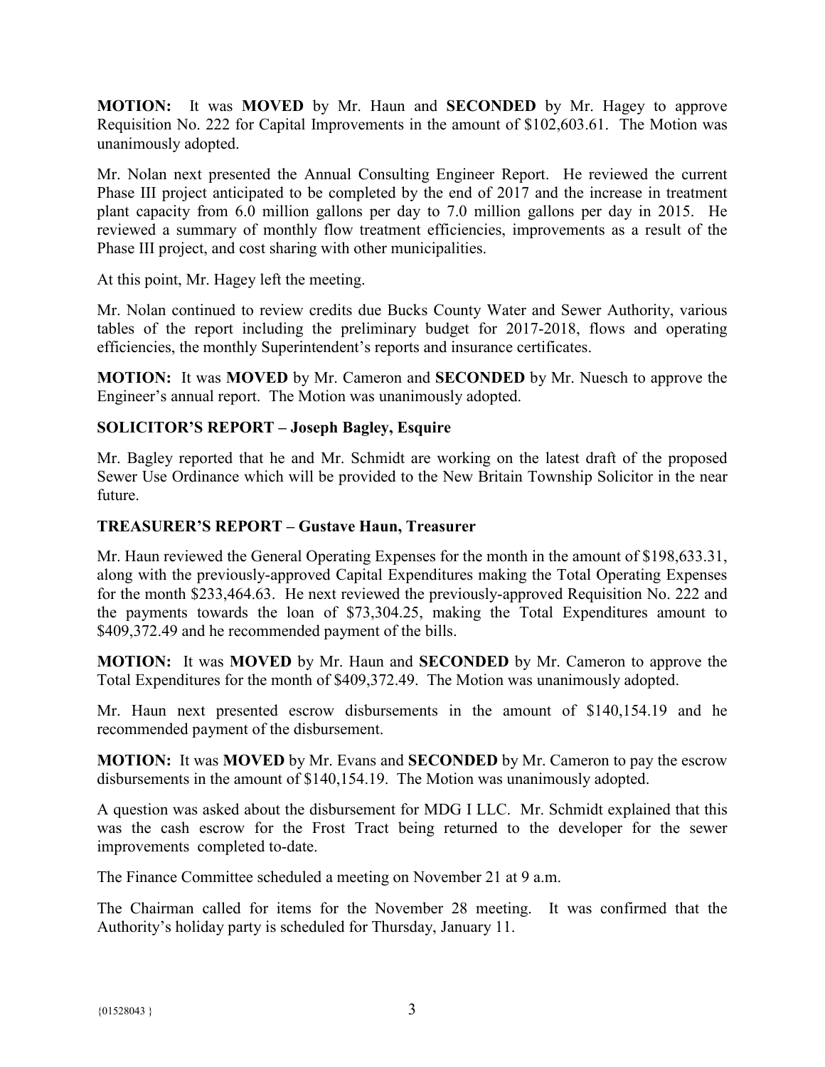**MOTION:** It was **MOVED** by Mr. Haun and **SECONDED** by Mr. Hagey to approve Requisition No. 222 for Capital Improvements in the amount of $102,603.61. The Motion was unanimously adopted.

Mr. Nolan next presented the Annual Consulting Engineer Report. He reviewed the current Phase III project anticipated to be completed by the end of 2017 and the increase in treatment plant capacity from 6.0 million gallons per day to 7.0 million gallons per day in 2015. He reviewed a summary of monthly flow treatment efficiencies, improvements as a result of the Phase III project, and cost sharing with other municipalities.

At this point, Mr. Hagey left the meeting.

Mr. Nolan continued to review credits due Bucks County Water and Sewer Authority, various tables of the report including the preliminary budget for 2017-2018, flows and operating efficiencies, the monthly Superintendent's reports and insurance certificates.

**MOTION:** It was **MOVED** by Mr. Cameron and **SECONDED** by Mr. Nuesch to approve the Engineer's annual report. The Motion was unanimously adopted.

## SOLICITOR'S REPORT – Joseph Bagley, Esquire

Mr. Bagley reported that he and Mr. Schmidt are working on the latest draft of the proposed Sewer Use Ordinance which will be provided to the New Britain Township Solicitor in the near future.

## TREASURER'S REPORT – Gustave Haun, Treasurer

Mr. Haun reviewed the General Operating Expenses for the month in the amount of $198,633.31, along with the previously-approved Capital Expenditures making the Total Operating Expenses for the month $233,464.63. He next reviewed the previously-approved Requisition No. 222 and the payments towards the loan of $73,304.25, making the Total Expenditures amount to $409,372.49 and he recommended payment of the bills.

**MOTION:** It was **MOVED** by Mr. Haun and **SECONDED** by Mr. Cameron to approve the Total Expenditures for the month of $409,372.49. The Motion was unanimously adopted.

Mr. Haun next presented escrow disbursements in the amount of $140,154.19 and he recommended payment of the disbursement.

**MOTION:** It was **MOVED** by Mr. Evans and **SECONDED** by Mr. Cameron to pay the escrow disbursements in the amount of $140,154.19. The Motion was unanimously adopted.

A question was asked about the disbursement for MDG I LLC. Mr. Schmidt explained that this was the cash escrow for the Frost Tract being returned to the developer for the sewer improvements completed to-date.

The Finance Committee scheduled a meeting on November 21 at 9 a.m.

The Chairman called for items for the November 28 meeting. It was confirmed that the Authority's holiday party is scheduled for Thursday, January 11.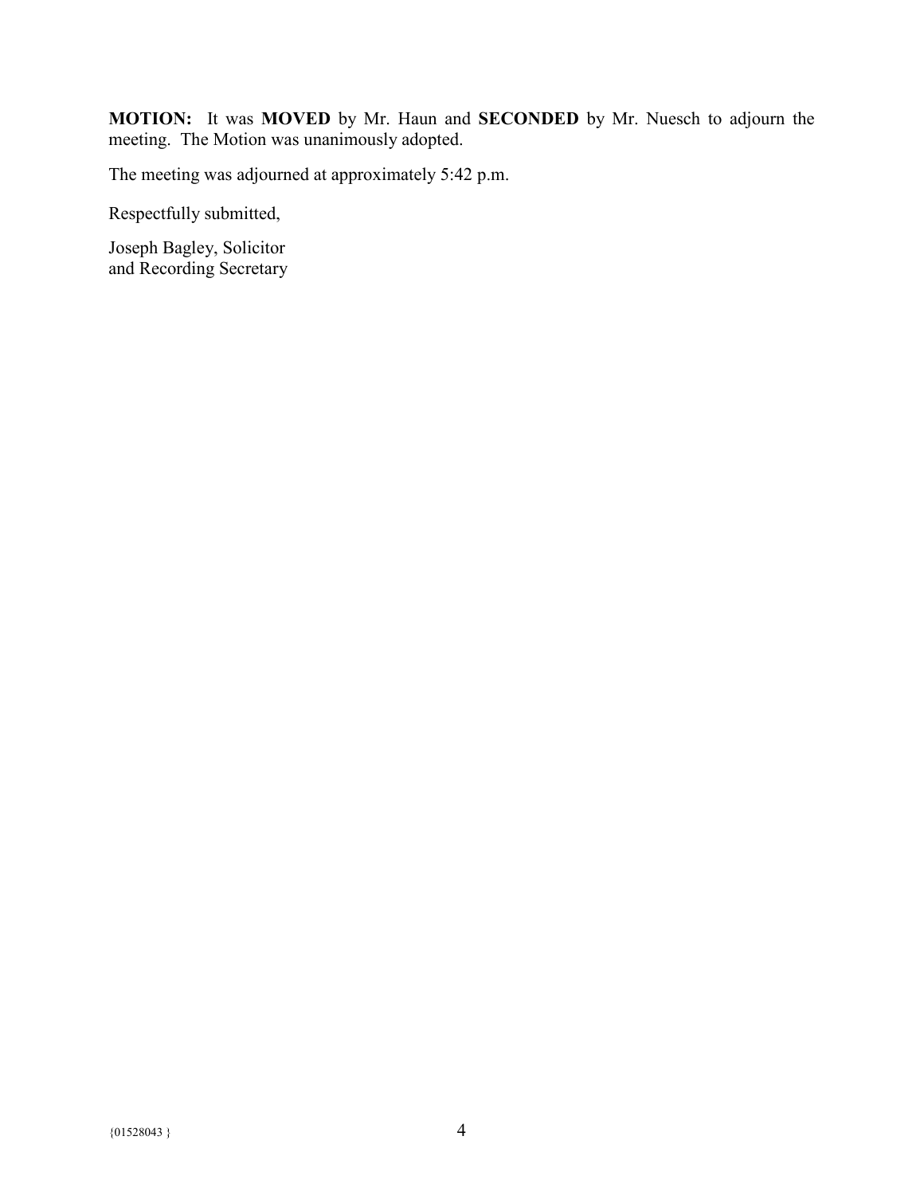**MOTION:** It was **MOVED** by Mr. Haun and **SECONDED** by Mr. Nuesch to adjourn the meeting. The Motion was unanimously adopted.

The meeting was adjourned at approximately 5:42 p.m.

Respectfully submitted,

Joseph Bagley, Solicitor
and Recording Secretary

{01528043 }